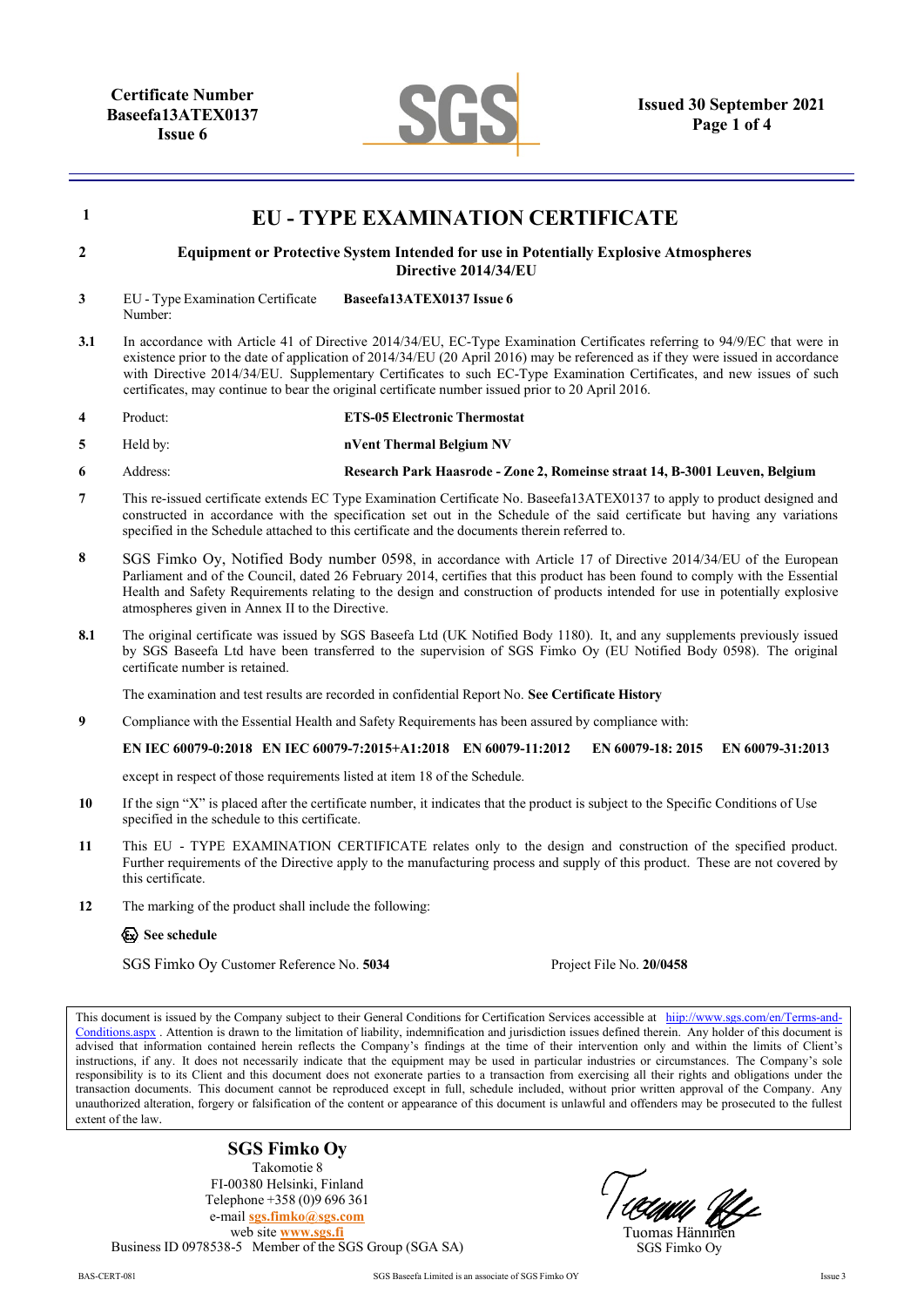**Certificate Number**
**Baseefa13ATEX0137**
**Issue 6**

**Issued 30 September 2021**

# 1 EU - TYPE EXAMINATION CERTIFICATE

**2 Equipment or Protective System Intended for use in Potentially Explosive Atmospheres Directive 2014/34/EU**

**3** EU - Type Examination Certificate Number: **Baseefa13ATEX0137 Issue 6**

**3.1** In accordance with Article 41 of Directive 2014/34/EU, EC-Type Examination Certificates referring to 94/9/EC that were in existence prior to the date of application of 2014/34/EU (20 April 2016) may be referenced as if they were issued in accordance with Directive 2014/34/EU. Supplementary Certificates to such EC-Type Examination Certificates, and new issues of such certificates, may continue to bear the original certificate number issued prior to 20 April 2016.

**4** Product: **ETS-05 Electronic Thermostat**

**5** Held by: **nVent Thermal Belgium NV**

**6** Address: **Research Park Haasrode - Zone 2, Romeinse straat 14, B-3001 Leuven, Belgium**

**7** This re-issued certificate extends EC Type Examination Certificate No. Baseefa13ATEX0137 to apply to product designed and constructed in accordance with the specification set out in the Schedule of the said certificate but having any variations specified in the Schedule attached to this certificate and the documents therein referred to.

**8** SGS Fimko Oy, Notified Body number 0598, in accordance with Article 17 of Directive 2014/34/EU of the European Parliament and of the Council, dated 26 February 2014, certifies that this product has been found to comply with the Essential Health and Safety Requirements relating to the design and construction of products intended for use in potentially explosive atmospheres given in Annex II to the Directive.

**8.1** The original certificate was issued by SGS Baseefa Ltd (UK Notified Body 1180). It, and any supplements previously issued by SGS Baseefa Ltd have been transferred to the supervision of SGS Fimko Oy (EU Notified Body 0598). The original certificate number is retained.

The examination and test results are recorded in confidential Report No. **See Certificate History**

**9** Compliance with the Essential Health and Safety Requirements has been assured by compliance with:

**EN IEC 60079-0:2018 EN IEC 60079-7:2015+A1:2018 EN 60079-11:2012 EN 60079-18: 2015 EN 60079-31:2013**

except in respect of those requirements listed at item 18 of the Schedule.

**10** If the sign "X" is placed after the certificate number, it indicates that the product is subject to the Specific Conditions of Use specified in the schedule to this certificate.

**11** This EU - TYPE EXAMINATION CERTIFICATE relates only to the design and construction of the specified product. Further requirements of the Directive apply to the manufacturing process and supply of this product. These are not covered by this certificate.

**12** The marking of the product shall include the following:

Ex **See schedule**

SGS Fimko Oy Customer Reference No. **5034**

Project File No. **20/0458**

This document is issued by the Company subject to their General Conditions for Certification Services accessible at hiip://www.sgs.com/en/Terms-and-Conditions.aspx . Attention is drawn to the limitation of liability, indemnification and jurisdiction issues defined therein. Any holder of this document is advised that information contained herein reflects the Company's findings at the time of their intervention only and within the limits of Client's instructions, if any. It does not necessarily indicate that the equipment may be used in particular industries or circumstances. The Company's sole responsibility is to its Client and this document does not exonerate parties to a transaction from exercising all their rights and obligations under the transaction documents. This document cannot be reproduced except in full, schedule included, without prior written approval of the Company. Any unauthorized alteration, forgery or falsification of the content or appearance of this document is unlawful and offenders may be prosecuted to the fullest extent of the law.

**SGS Fimko Oy**
Takomotie 8
FI-00380 Helsinki, Finland
Telephone +358 (0)9 696 361
e-mail **sgs.fimko@sgs.com**
web site **www.sgs.fi**
Business ID 0978538-5 Member of the SGS Group (SGA SA)

Tuomas Hänninen
SGS Fimko Oy

BAS-CERT-081 SGS Baseefa Limited is an associate of SGS Fimko OY Issue 3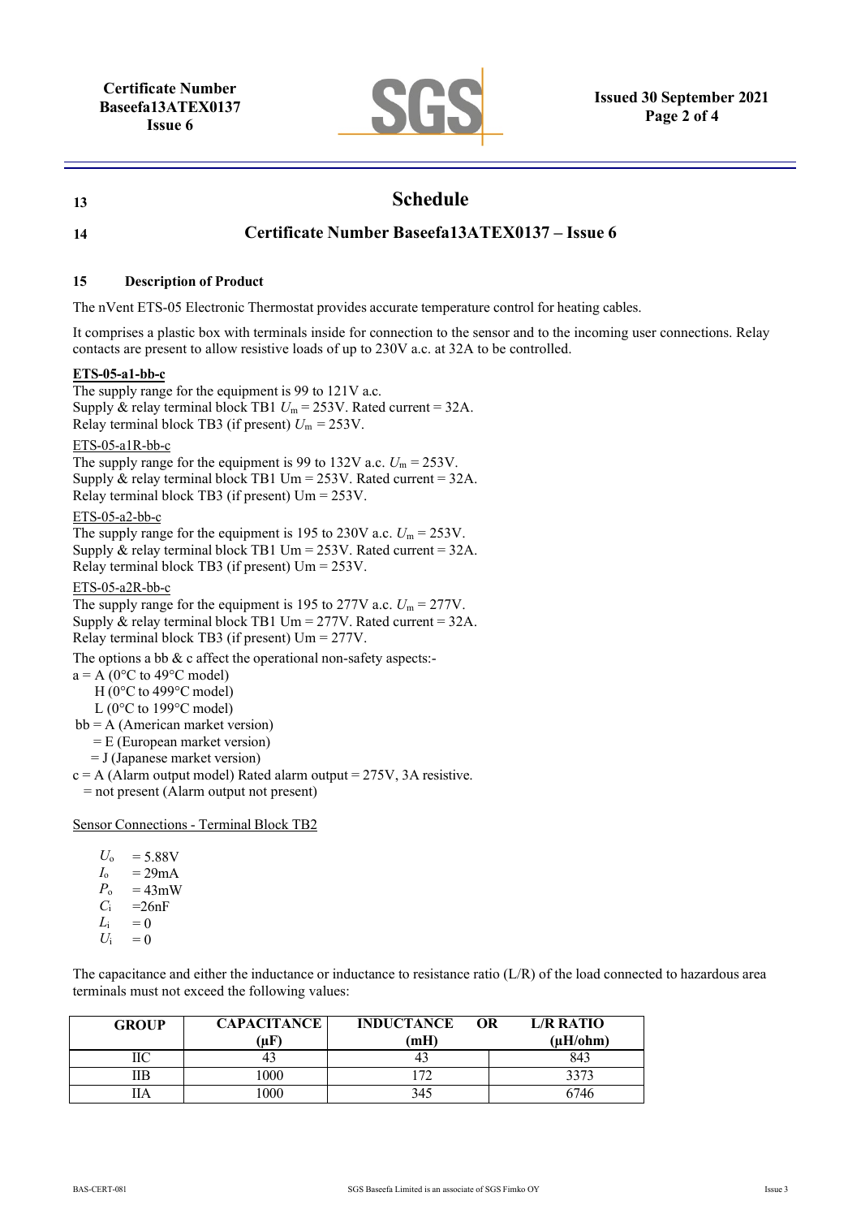**13**

# Schedule

**14**

## Certificate Number Baseefa13ATEX0137 – Issue 6

**15 Description of Product**

The nVent ETS-05 Electronic Thermostat provides accurate temperature control for heating cables.

It comprises a plastic box with terminals inside for connection to the sensor and to the incoming user connections. Relay contacts are present to allow resistive loads of up to 230V a.c. at 32A to be controlled.

**ETS-05-a1-bb-c**

The supply range for the equipment is 99 to 121V a.c.
Supply & relay terminal block TB1 $U_m$ = 253V. Rated current = 32A.
Relay terminal block TB3 (if present) $U_m$ = 253V.

ETS-05-a1R-bb-c

The supply range for the equipment is 99 to 132V a.c. $U_m$ = 253V.
Supply & relay terminal block TB1 Um = 253V. Rated current = 32A.
Relay terminal block TB3 (if present) Um = 253V.

ETS-05-a2-bb-c

The supply range for the equipment is 195 to 230V a.c. $U_m$ = 253V.
Supply & relay terminal block TB1 Um = 253V. Rated current = 32A.
Relay terminal block TB3 (if present) Um = 253V.

ETS-05-a2R-bb-c

The supply range for the equipment is 195 to 277V a.c. $U_m$ = 277V.
Supply & relay terminal block TB1 Um = 277V. Rated current = 32A.
Relay terminal block TB3 (if present) Um = 277V.

The options a bb & c affect the operational non-safety aspects:-

a = A (0°C to 49°C model)
H (0°C to 499°C model)
L (0°C to 199°C model)

bb = A (American market version)
= E (European market version)
= J (Japanese market version)

c = A (Alarm output model) Rated alarm output = 275V, 3A resistive.
= not present (Alarm output not present)

Sensor Connections - Terminal Block TB2

$U_o$ = 5.88V
$I_o$ = 29mA
$P_o$ = 43mW
$C_i$ =26nF
$L_i$ = 0
$U_i$ = 0

The capacitance and either the inductance or inductance to resistance ratio (L/R) of the load connected to hazardous area terminals must not exceed the following values:

| GROUP | CAPACITANCE (μF) | INDUCTANCE (mH) OR | L/R RATIO (μH/ohm) |
|---|---|---|---|
| IIC | 43 | 43 | 843 |
| IIB | 1000 | 172 | 3373 |
| IIA | 1000 | 345 | 6746 |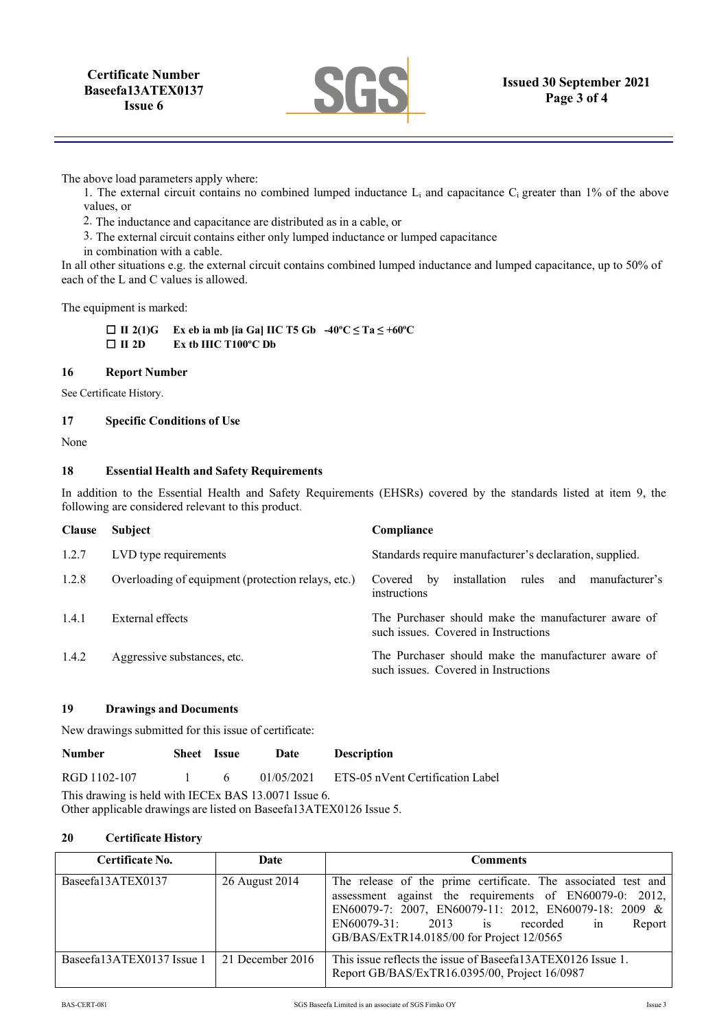The above load parameters apply where:

1. The external circuit contains no combined lumped inductance $L_i$ and capacitance $C_i$ greater than 1% of the above values, or
2. The inductance and capacitance are distributed as in a cable, or
3. The external circuit contains either only lumped inductance or lumped capacitance in combination with a cable.

In all other situations e.g. the external circuit contains combined lumped inductance and lumped capacitance, up to 50% of each of the L and C values is allowed.

The equipment is marked:

**☐ II 2(1)G  Ex eb ia mb [ia Ga] IIC T5 Gb  -40ºC ≤ Ta ≤ +60ºC**
**☐ II 2D  Ex tb IIIC T100ºC Db**

## 16 Report Number

See Certificate History.

## 17 Specific Conditions of Use

None

## 18 Essential Health and Safety Requirements

In addition to the Essential Health and Safety Requirements (EHSRs) covered by the standards listed at item 9, the following are considered relevant to this product.

| Clause | Subject | Compliance |
|---|---|---|
| 1.2.7 | LVD type requirements | Standards require manufacturer's declaration, supplied. |
| 1.2.8 | Overloading of equipment (protection relays, etc.) | Covered by installation rules and manufacturer's instructions |
| 1.4.1 | External effects | The Purchaser should make the manufacturer aware of such issues. Covered in Instructions |
| 1.4.2 | Aggressive substances, etc. | The Purchaser should make the manufacturer aware of such issues. Covered in Instructions |

## 19 Drawings and Documents

New drawings submitted for this issue of certificate:

| Number | Sheet | Issue | Date | Description |
|---|---|---|---|---|
| RGD 1102-107 | 1 | 6 | 01/05/2021 | ETS-05 nVent Certification Label |

This drawing is held with IECEx BAS 13.0071 Issue 6.
Other applicable drawings are listed on Baseefa13ATEX0126 Issue 5.

## 20 Certificate History

| Certificate No. | Date | Comments |
|---|---|---|
| Baseefa13ATEX0137 | 26 August 2014 | The release of the prime certificate. The associated test and assessment against the requirements of EN60079-0: 2012, EN60079-7: 2007, EN60079-11: 2012, EN60079-18: 2009 & EN60079-31: 2013 is recorded in Report GB/BAS/ExTR14.0185/00 for Project 12/0565 |
| Baseefa13ATEX0137 Issue 1 | 21 December 2016 | This issue reflects the issue of Baseefa13ATEX0126 Issue 1. Report GB/BAS/ExTR16.0395/00, Project 16/0987 |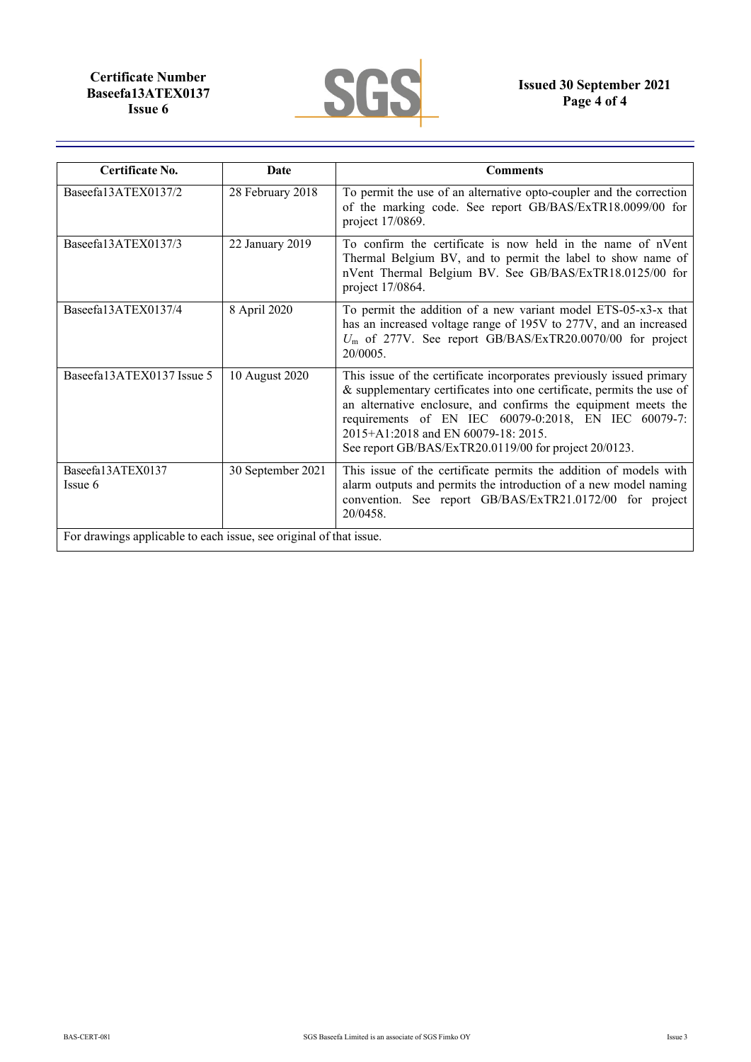| Certificate No. | Date | Comments |
|---|---|---|
| Baseefa13ATEX0137/2 | 28 February 2018 | To permit the use of an alternative opto-coupler and the correction of the marking code. See report GB/BAS/ExTR18.0099/00 for project 17/0869. |
| Baseefa13ATEX0137/3 | 22 January 2019 | To confirm the certificate is now held in the name of nVent Thermal Belgium BV, and to permit the label to show name of nVent Thermal Belgium BV. See GB/BAS/ExTR18.0125/00 for project 17/0864. |
| Baseefa13ATEX0137/4 | 8 April 2020 | To permit the addition of a new variant model ETS-05-x3-x that has an increased voltage range of 195V to 277V, and an increased $U_m$ of 277V. See report GB/BAS/ExTR20.0070/00 for project 20/0005. |
| Baseefa13ATEX0137 Issue 5 | 10 August 2020 | This issue of the certificate incorporates previously issued primary & supplementary certificates into one certificate, permits the use of an alternative enclosure, and confirms the equipment meets the requirements of EN IEC 60079-0:2018, EN IEC 60079-7: 2015+A1:2018 and EN 60079-18: 2015. See report GB/BAS/ExTR20.0119/00 for project 20/0123. |
| Baseefa13ATEX0137 Issue 6 | 30 September 2021 | This issue of the certificate permits the addition of models with alarm outputs and permits the introduction of a new model naming convention. See report GB/BAS/ExTR21.0172/00 for project 20/0458. |
| For drawings applicable to each issue, see original of that issue. | | |